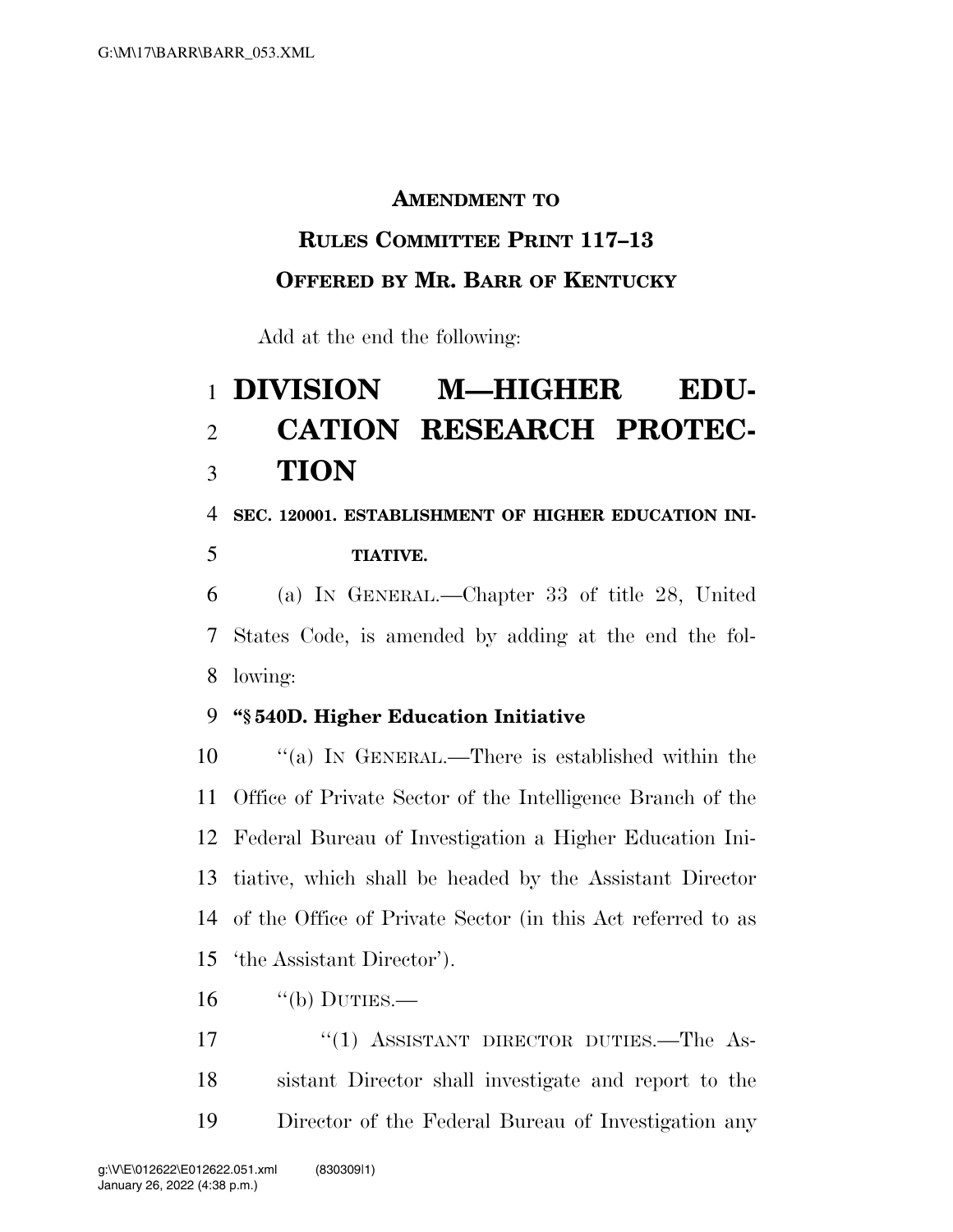**AMENDMENT TO**

**RULES COMMITTEE PRINT 117–13**

**OFFERED BY MR. BARR OF KENTUCKY**

Add at the end the following:

# DIVISION M—HIGHER EDUCATION RESEARCH PROTECTION

**SEC. 120001. ESTABLISHMENT OF HIGHER EDUCATION INITIATIVE.**

(a) IN GENERAL.—Chapter 33 of title 28, United States Code, is amended by adding at the end the following:

**"§ 540D. Higher Education Initiative**

"(a) IN GENERAL.—There is established within the Office of Private Sector of the Intelligence Branch of the Federal Bureau of Investigation a Higher Education Initiative, which shall be headed by the Assistant Director of the Office of Private Sector (in this Act referred to as 'the Assistant Director').

"(b) DUTIES.—

"(1) ASSISTANT DIRECTOR DUTIES.—The Assistant Director shall investigate and report to the Director of the Federal Bureau of Investigation any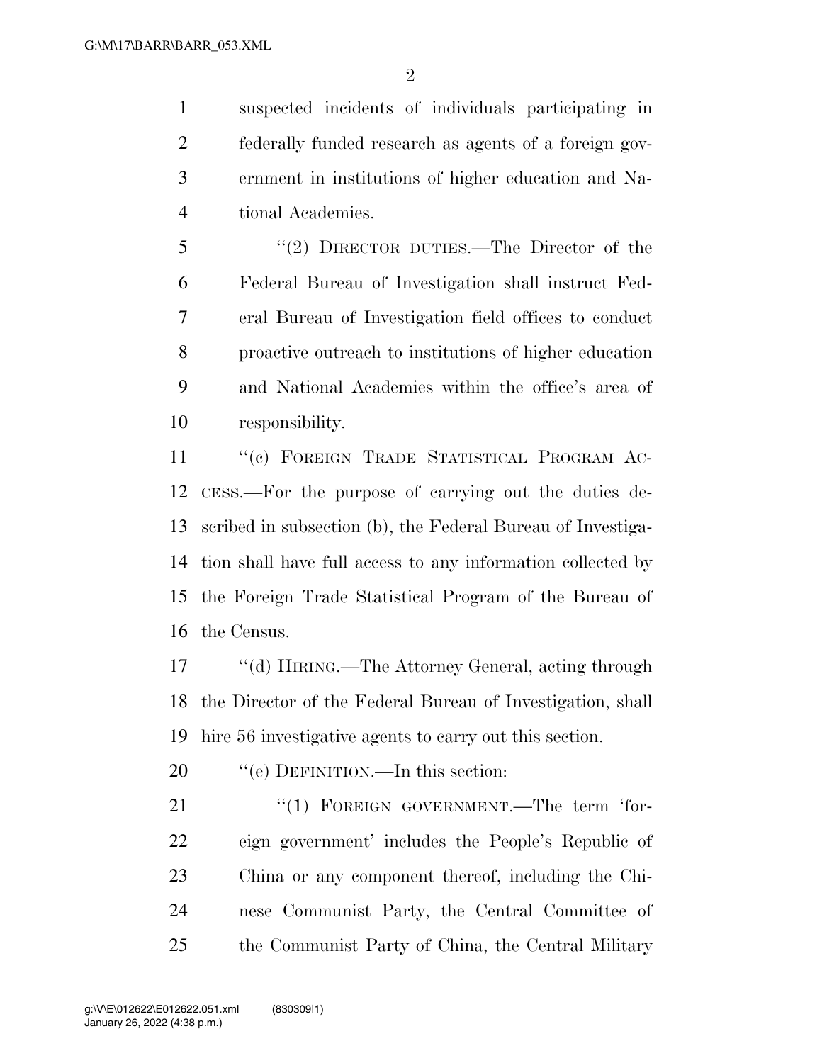suspected incidents of individuals participating in federally funded research as agents of a foreign government in institutions of higher education and National Academies.

"(2) DIRECTOR DUTIES.—The Director of the Federal Bureau of Investigation shall instruct Federal Bureau of Investigation field offices to conduct proactive outreach to institutions of higher education and National Academies within the office's area of responsibility.

"(c) FOREIGN TRADE STATISTICAL PROGRAM ACCESS.—For the purpose of carrying out the duties described in subsection (b), the Federal Bureau of Investigation shall have full access to any information collected by the Foreign Trade Statistical Program of the Bureau of the Census.

"(d) HIRING.—The Attorney General, acting through the Director of the Federal Bureau of Investigation, shall hire 56 investigative agents to carry out this section.

"(e) DEFINITION.—In this section:

"(1) FOREIGN GOVERNMENT.—The term 'foreign government' includes the People's Republic of China or any component thereof, including the Chinese Communist Party, the Central Committee of the Communist Party of China, the Central Military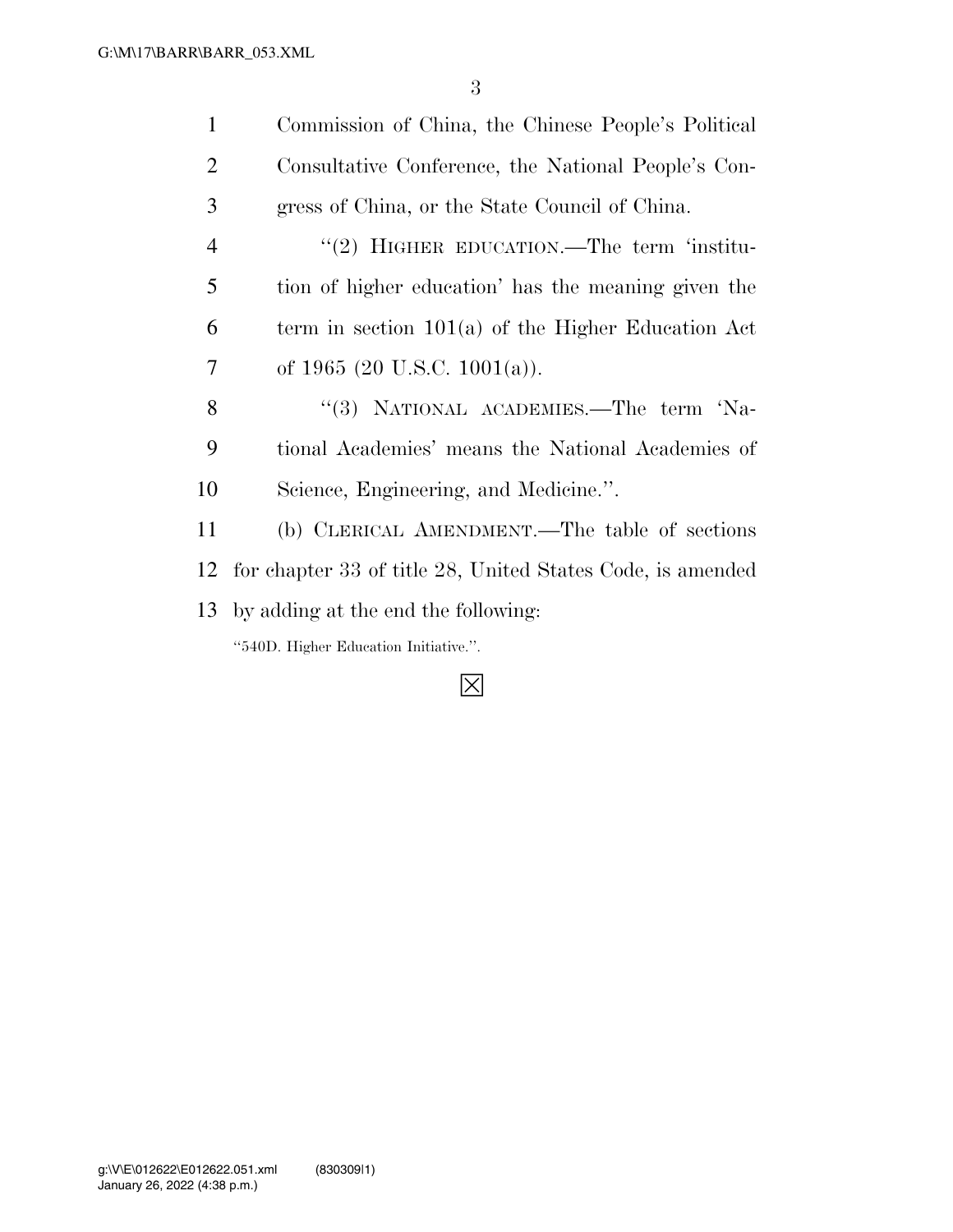Commission of China, the Chinese People's Political Consultative Conference, the National People's Congress of China, or the State Council of China.

"(2) HIGHER EDUCATION.—The term 'institution of higher education' has the meaning given the term in section 101(a) of the Higher Education Act of 1965 (20 U.S.C. 1001(a)).

"(3) NATIONAL ACADEMIES.—The term 'National Academies' means the National Academies of Science, Engineering, and Medicine.".

(b) CLERICAL AMENDMENT.—The table of sections for chapter 33 of title 28, United States Code, is amended by adding at the end the following:

"540D. Higher Education Initiative.".